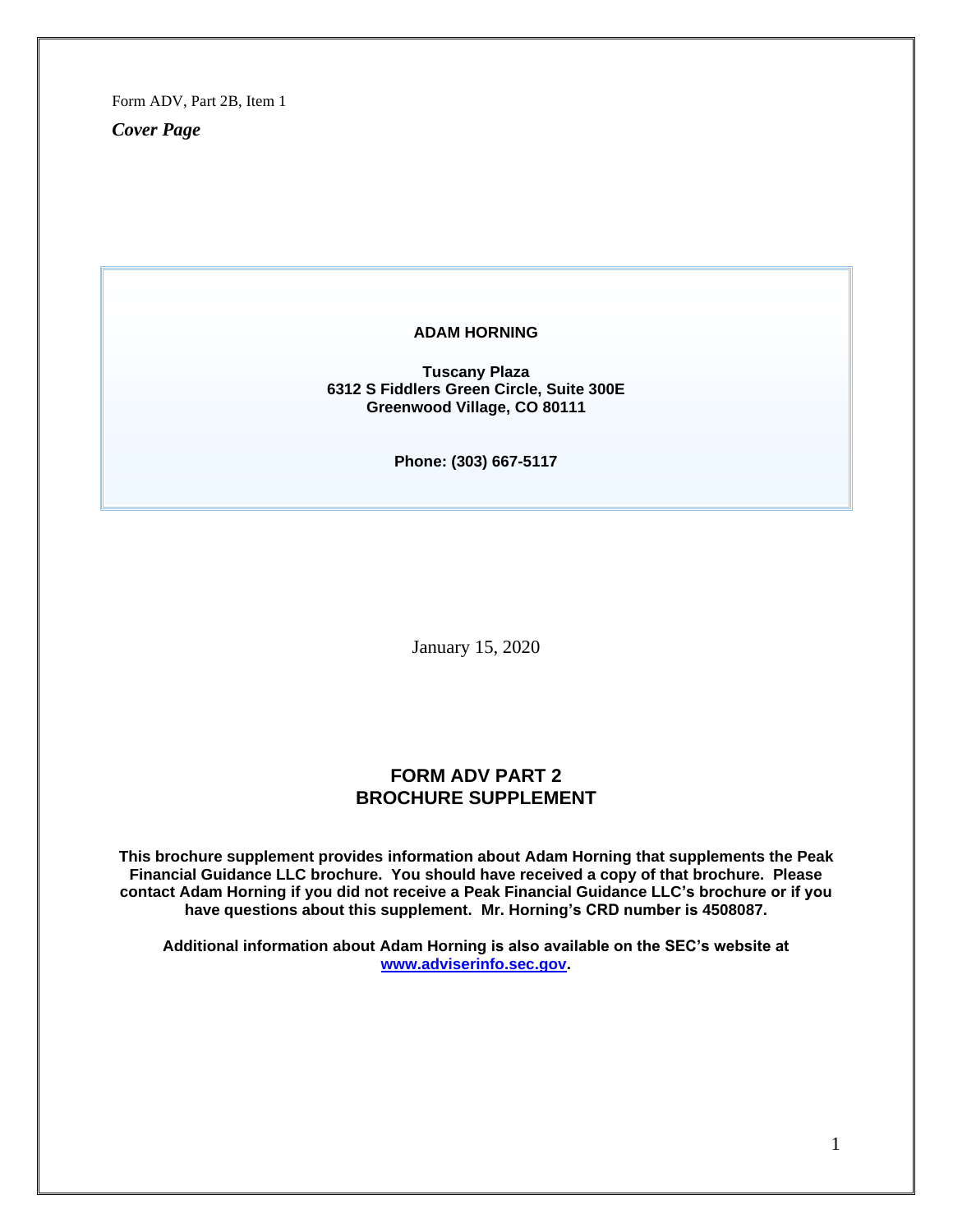Form ADV, Part 2B, Item 1

***Cover Page***

**ADAM HORNING**

**Tuscany Plaza**
**6312 S Fiddlers Green Circle, Suite 300E**
**Greenwood Village, CO 80111**

**Phone: (303) 667-5117**

January 15, 2020

## FORM ADV PART 2
## BROCHURE SUPPLEMENT

**This brochure supplement provides information about Adam Horning that supplements the Peak Financial Guidance LLC brochure. You should have received a copy of that brochure. Please contact Adam Horning if you did not receive a Peak Financial Guidance LLC's brochure or if you have questions about this supplement. Mr. Horning's CRD number is 4508087.**

**Additional information about Adam Horning is also available on the SEC's website at [www.adviserinfo.sec.gov](http://www.adviserinfo.sec.gov).**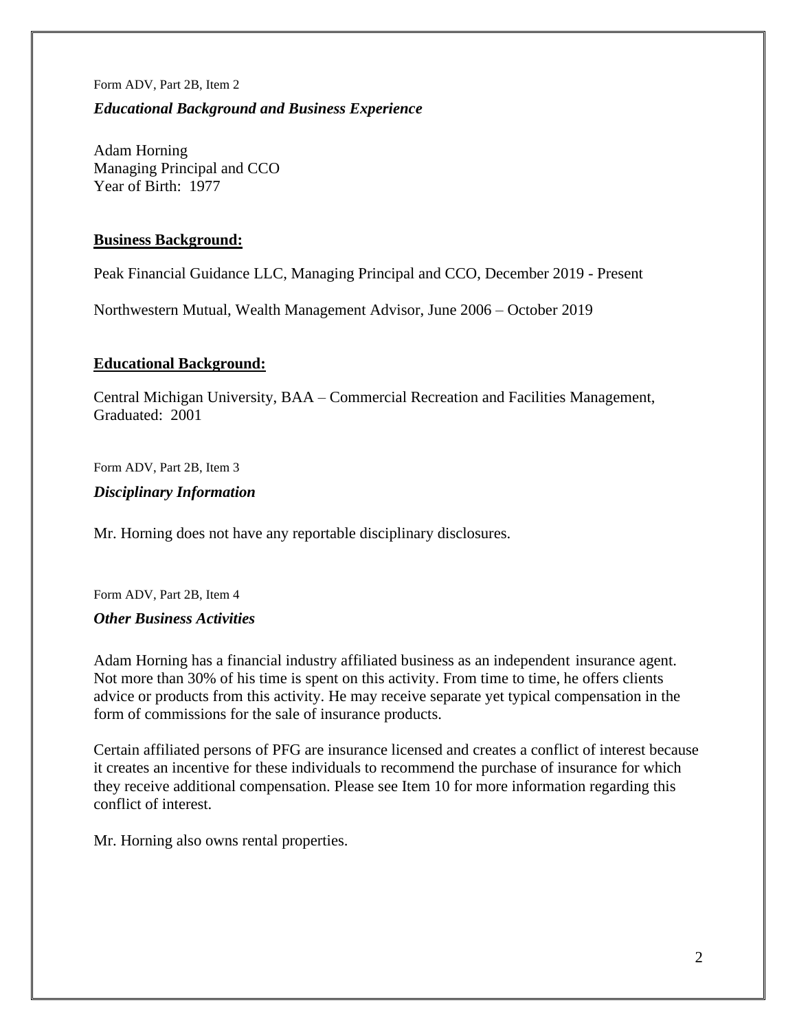Form ADV, Part 2B, Item 2

***Educational Background and Business Experience***

Adam Horning
Managing Principal and CCO
Year of Birth: 1977

**Business Background:**

Peak Financial Guidance LLC, Managing Principal and CCO, December 2019 - Present

Northwestern Mutual, Wealth Management Advisor, June 2006 – October 2019

**Educational Background:**

Central Michigan University, BAA – Commercial Recreation and Facilities Management, Graduated: 2001

Form ADV, Part 2B, Item 3

***Disciplinary Information***

Mr. Horning does not have any reportable disciplinary disclosures.

Form ADV, Part 2B, Item 4

***Other Business Activities***

Adam Horning has a financial industry affiliated business as an independent insurance agent. Not more than 30% of his time is spent on this activity. From time to time, he offers clients advice or products from this activity. He may receive separate yet typical compensation in the form of commissions for the sale of insurance products.

Certain affiliated persons of PFG are insurance licensed and creates a conflict of interest because it creates an incentive for these individuals to recommend the purchase of insurance for which they receive additional compensation. Please see Item 10 for more information regarding this conflict of interest.

Mr. Horning also owns rental properties.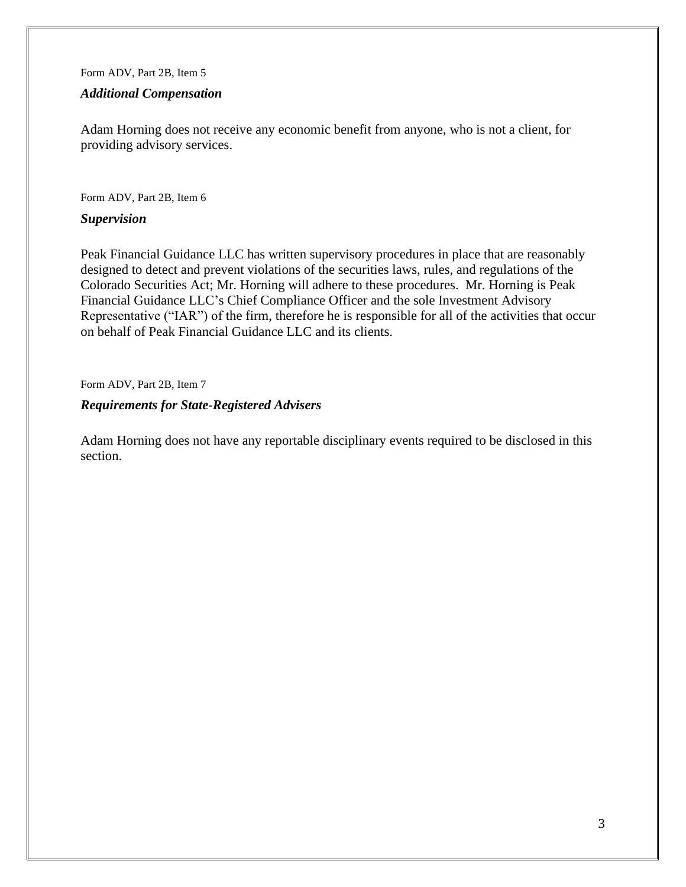Form ADV, Part 2B, Item 5

### *Additional Compensation*

Adam Horning does not receive any economic benefit from anyone, who is not a client, for providing advisory services.

Form ADV, Part 2B, Item 6

### *Supervision*

Peak Financial Guidance LLC has written supervisory procedures in place that are reasonably designed to detect and prevent violations of the securities laws, rules, and regulations of the Colorado Securities Act; Mr. Horning will adhere to these procedures. Mr. Horning is Peak Financial Guidance LLC's Chief Compliance Officer and the sole Investment Advisory Representative ("IAR") of the firm, therefore he is responsible for all of the activities that occur on behalf of Peak Financial Guidance LLC and its clients.

Form ADV, Part 2B, Item 7

### *Requirements for State-Registered Advisers*

Adam Horning does not have any reportable disciplinary events required to be disclosed in this section.